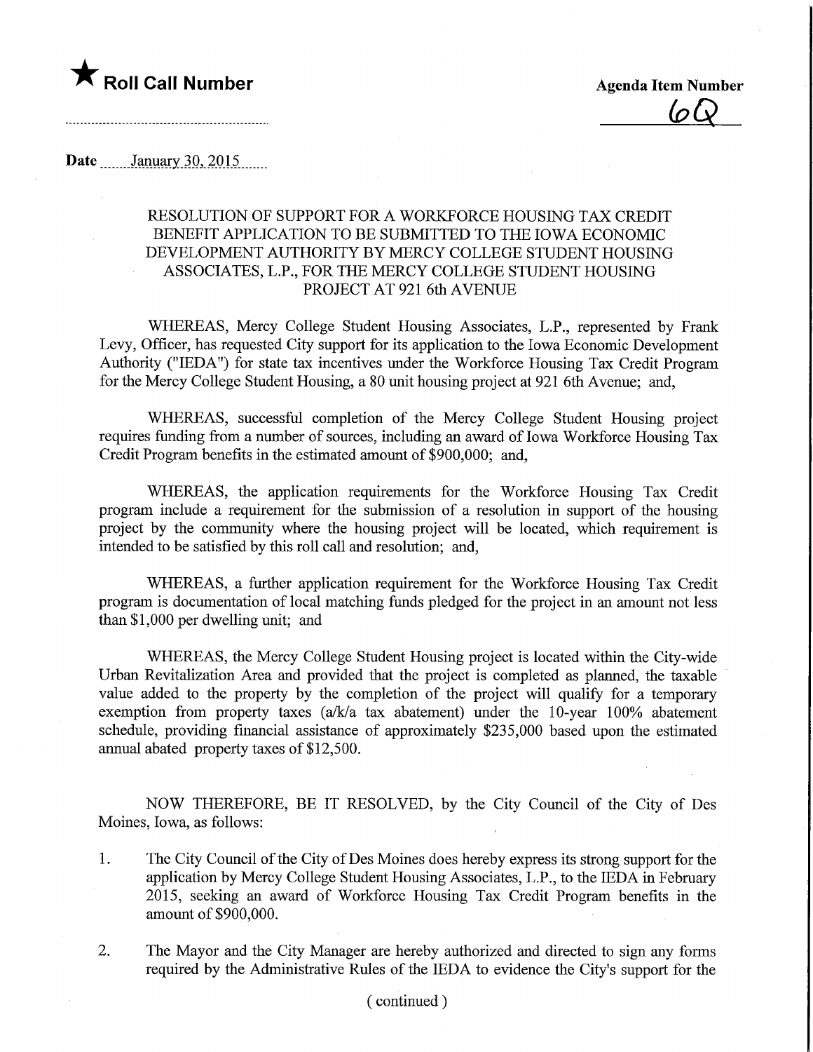★ **Roll Call Number**

**Agenda Item Number**

6Q

Date January 30, 2015

RESOLUTION OF SUPPORT FOR A WORKFORCE HOUSING TAX CREDIT BENEFIT APPLICATION TO BE SUBMITTED TO THE IOWA ECONOMIC DEVELOPMENT AUTHORITY BY MERCY COLLEGE STUDENT HOUSING ASSOCIATES, L.P., FOR THE MERCY COLLEGE STUDENT HOUSING PROJECT AT 921 6th AVENUE

WHEREAS, Mercy College Student Housing Associates, L.P., represented by Frank Levy, Officer, has requested City support for its application to the Iowa Economic Development Authority ("IEDA") for state tax incentives under the Workforce Housing Tax Credit Program for the Mercy College Student Housing, a 80 unit housing project at 921 6th Avenue; and,

WHEREAS, successful completion of the Mercy College Student Housing project requires funding from a number of sources, including an award of Iowa Workforce Housing Tax Credit Program benefits in the estimated amount of $900,000; and,

WHEREAS, the application requirements for the Workforce Housing Tax Credit program include a requirement for the submission of a resolution in support of the housing project by the community where the housing project will be located, which requirement is intended to be satisfied by this roll call and resolution; and,

WHEREAS, a further application requirement for the Workforce Housing Tax Credit program is documentation of local matching funds pledged for the project in an amount not less than $1,000 per dwelling unit; and

WHEREAS, the Mercy College Student Housing project is located within the City-wide Urban Revitalization Area and provided that the project is completed as planned, the taxable value added to the property by the completion of the project will qualify for a temporary exemption from property taxes (a/k/a tax abatement) under the 10-year 100% abatement schedule, providing financial assistance of approximately $235,000 based upon the estimated annual abated property taxes of $12,500.

NOW THEREFORE, BE IT RESOLVED, by the City Council of the City of Des Moines, Iowa, as follows:

1. The City Council of the City of Des Moines does hereby express its strong support for the application by Mercy College Student Housing Associates, L.P., to the IEDA in February 2015, seeking an award of Workforce Housing Tax Credit Program benefits in the amount of $900,000.

2. The Mayor and the City Manager are hereby authorized and directed to sign any forms required by the Administrative Rules of the IEDA to evidence the City's support for the

(continued)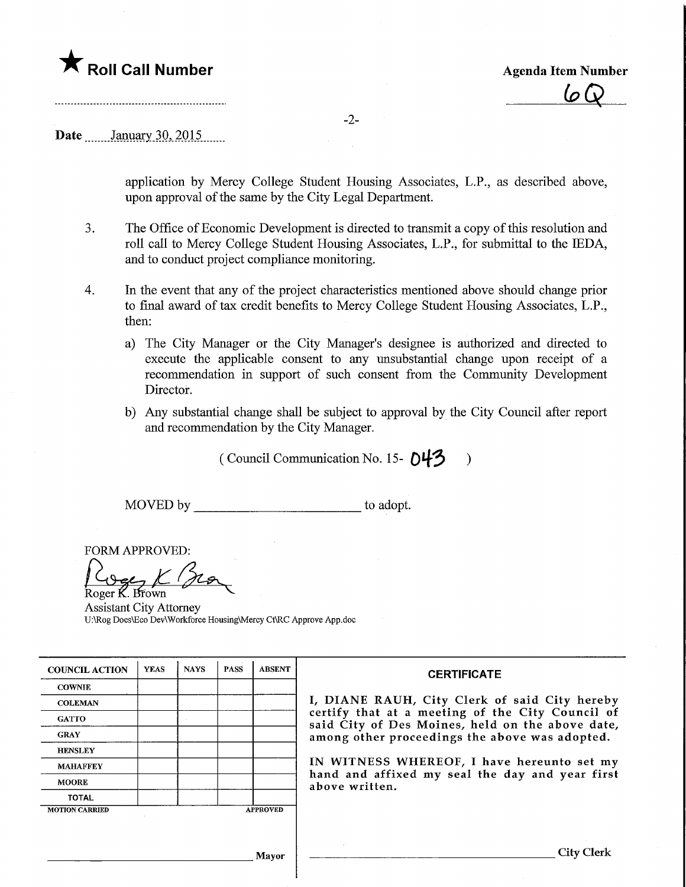★ **Roll Call Number**

**Agenda Item Number**

6Q

**Date** January 30, 2015

application by Mercy College Student Housing Associates, L.P., as described above, upon approval of the same by the City Legal Department.

3. The Office of Economic Development is directed to transmit a copy of this resolution and roll call to Mercy College Student Housing Associates, L.P., for submittal to the IEDA, and to conduct project compliance monitoring.

4. In the event that any of the project characteristics mentioned above should change prior to final award of tax credit benefits to Mercy College Student Housing Associates, L.P., then:

   a) The City Manager or the City Manager's designee is authorized and directed to execute the applicable consent to any unsubstantial change upon receipt of a recommendation in support of such consent from the Community Development Director.

   b) Any substantial change shall be subject to approval by the City Council after report and recommendation by the City Manager.

( Council Communication No. 15- 043 )

MOVED by ________________________ to adopt.

FORM APPROVED:

Roger K. Brown
Assistant City Attorney
U:\Rog Docs\Eco Dev\Workforce Housing\Mercy Ct\RC Approve App.doc

| COUNCIL ACTION | YEAS | NAYS | PASS | ABSENT |
|---|---|---|---|---|
| COWNIE | | | | |
| COLEMAN | | | | |
| GATTO | | | | |
| GRAY | | | | |
| HENSLEY | | | | |
| MAHAFFEY | | | | |
| MOORE | | | | |
| TOTAL | | | | |

MOTION CARRIED APPROVED

________________________ Mayor

**CERTIFICATE**

I, DIANE RAUH, City Clerk of said City hereby certify that at a meeting of the City Council of said City of Des Moines, held on the above date, among other proceedings the above was adopted.

IN WITNESS WHEREOF, I have hereunto set my hand and affixed my seal the day and year first above written.

________________________ City Clerk